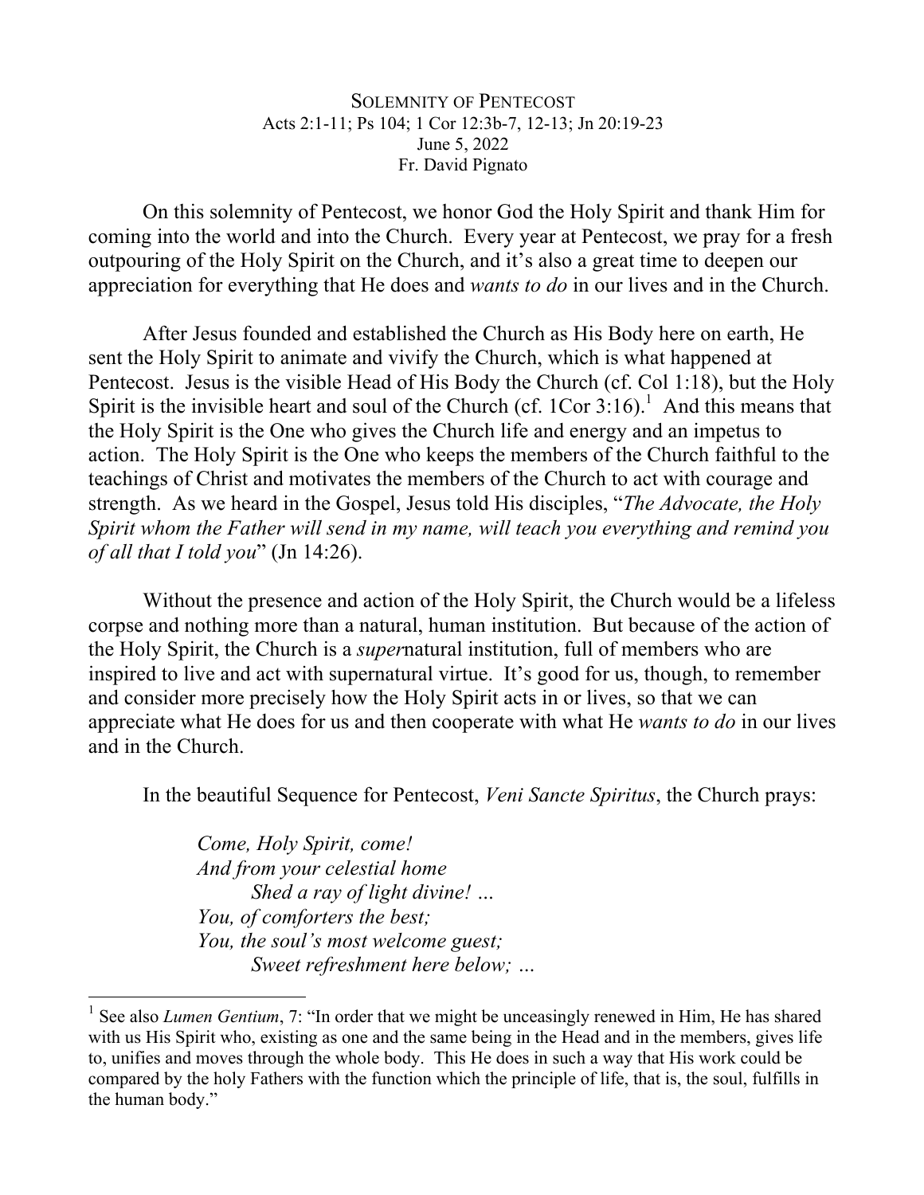SOLEMNITY OF PENTECOST
Acts 2:1-11; Ps 104; 1 Cor 12:3b-7, 12-13; Jn 20:19-23
June 5, 2022
Fr. David Pignato

On this solemnity of Pentecost, we honor God the Holy Spirit and thank Him for coming into the world and into the Church. Every year at Pentecost, we pray for a fresh outpouring of the Holy Spirit on the Church, and it's also a great time to deepen our appreciation for everything that He does and *wants to do* in our lives and in the Church.

After Jesus founded and established the Church as His Body here on earth, He sent the Holy Spirit to animate and vivify the Church, which is what happened at Pentecost. Jesus is the visible Head of His Body the Church (cf. Col 1:18), but the Holy Spirit is the invisible heart and soul of the Church (cf. 1Cor 3:16).[1] And this means that the Holy Spirit is the One who gives the Church life and energy and an impetus to action. The Holy Spirit is the One who keeps the members of the Church faithful to the teachings of Christ and motivates the members of the Church to act with courage and strength. As we heard in the Gospel, Jesus told His disciples, "*The Advocate, the Holy Spirit whom the Father will send in my name, will teach you everything and remind you of all that I told you*" (Jn 14:26).

Without the presence and action of the Holy Spirit, the Church would be a lifeless corpse and nothing more than a natural, human institution. But because of the action of the Holy Spirit, the Church is a *super*natural institution, full of members who are inspired to live and act with supernatural virtue. It's good for us, though, to remember and consider more precisely how the Holy Spirit acts in or lives, so that we can appreciate what He does for us and then cooperate with what He *wants to do* in our lives and in the Church.

In the beautiful Sequence for Pentecost, *Veni Sancte Spiritus*, the Church prays:

> *Come, Holy Spirit, come!*
> *And from your celestial home*
> *Shed a ray of light divine! …*
> *You, of comforters the best;*
> *You, the soul's most welcome guest;*
> *Sweet refreshment here below; …*

[1] See also *Lumen Gentium*, 7: "In order that we might be unceasingly renewed in Him, He has shared with us His Spirit who, existing as one and the same being in the Head and in the members, gives life to, unifies and moves through the whole body. This He does in such a way that His work could be compared by the holy Fathers with the function which the principle of life, that is, the soul, fulfills in the human body."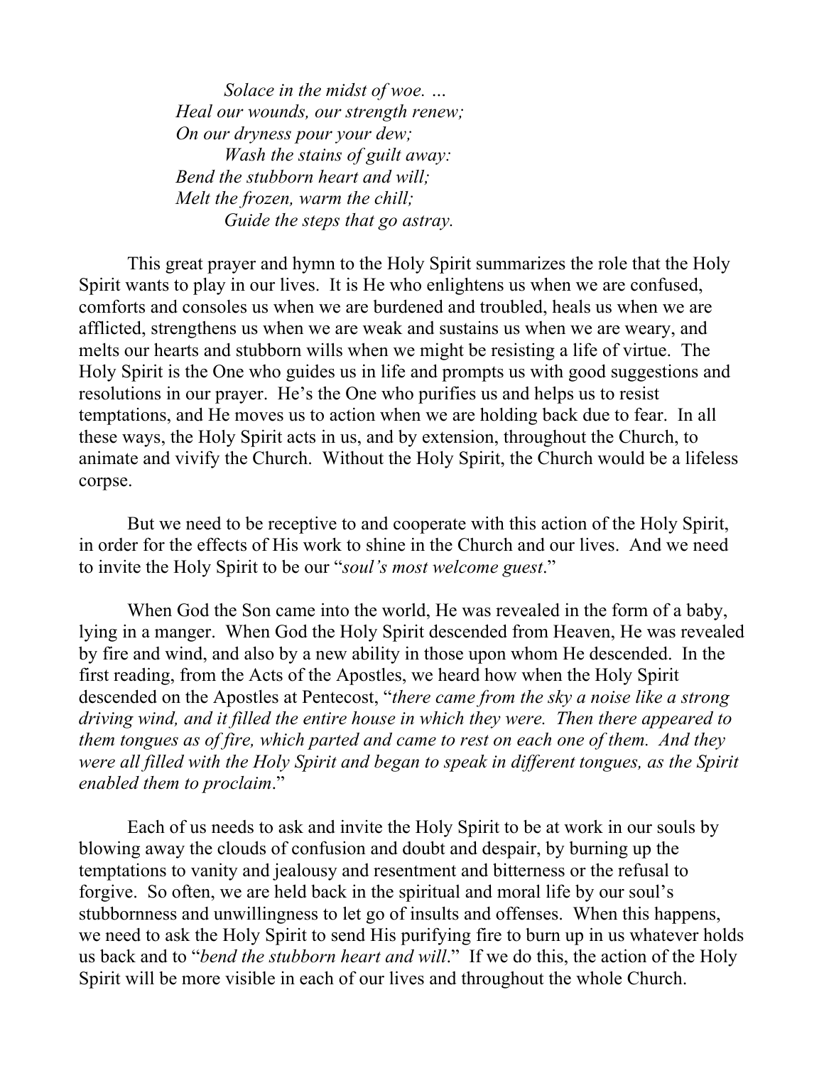*Solace in the midst of woe. …*
*Heal our wounds, our strength renew;*
*On our dryness pour your dew;*
*Wash the stains of guilt away:*
*Bend the stubborn heart and will;*
*Melt the frozen, warm the chill;*
*Guide the steps that go astray.*

This great prayer and hymn to the Holy Spirit summarizes the role that the Holy Spirit wants to play in our lives. It is He who enlightens us when we are confused, comforts and consoles us when we are burdened and troubled, heals us when we are afflicted, strengthens us when we are weak and sustains us when we are weary, and melts our hearts and stubborn wills when we might be resisting a life of virtue. The Holy Spirit is the One who guides us in life and prompts us with good suggestions and resolutions in our prayer. He's the One who purifies us and helps us to resist temptations, and He moves us to action when we are holding back due to fear. In all these ways, the Holy Spirit acts in us, and by extension, throughout the Church, to animate and vivify the Church. Without the Holy Spirit, the Church would be a lifeless corpse.

But we need to be receptive to and cooperate with this action of the Holy Spirit, in order for the effects of His work to shine in the Church and our lives. And we need to invite the Holy Spirit to be our "*soul's most welcome guest*."

When God the Son came into the world, He was revealed in the form of a baby, lying in a manger. When God the Holy Spirit descended from Heaven, He was revealed by fire and wind, and also by a new ability in those upon whom He descended. In the first reading, from the Acts of the Apostles, we heard how when the Holy Spirit descended on the Apostles at Pentecost, "*there came from the sky a noise like a strong driving wind, and it filled the entire house in which they were. Then there appeared to them tongues as of fire, which parted and came to rest on each one of them. And they were all filled with the Holy Spirit and began to speak in different tongues, as the Spirit enabled them to proclaim*."

Each of us needs to ask and invite the Holy Spirit to be at work in our souls by blowing away the clouds of confusion and doubt and despair, by burning up the temptations to vanity and jealousy and resentment and bitterness or the refusal to forgive. So often, we are held back in the spiritual and moral life by our soul's stubbornness and unwillingness to let go of insults and offenses. When this happens, we need to ask the Holy Spirit to send His purifying fire to burn up in us whatever holds us back and to "*bend the stubborn heart and will*." If we do this, the action of the Holy Spirit will be more visible in each of our lives and throughout the whole Church.